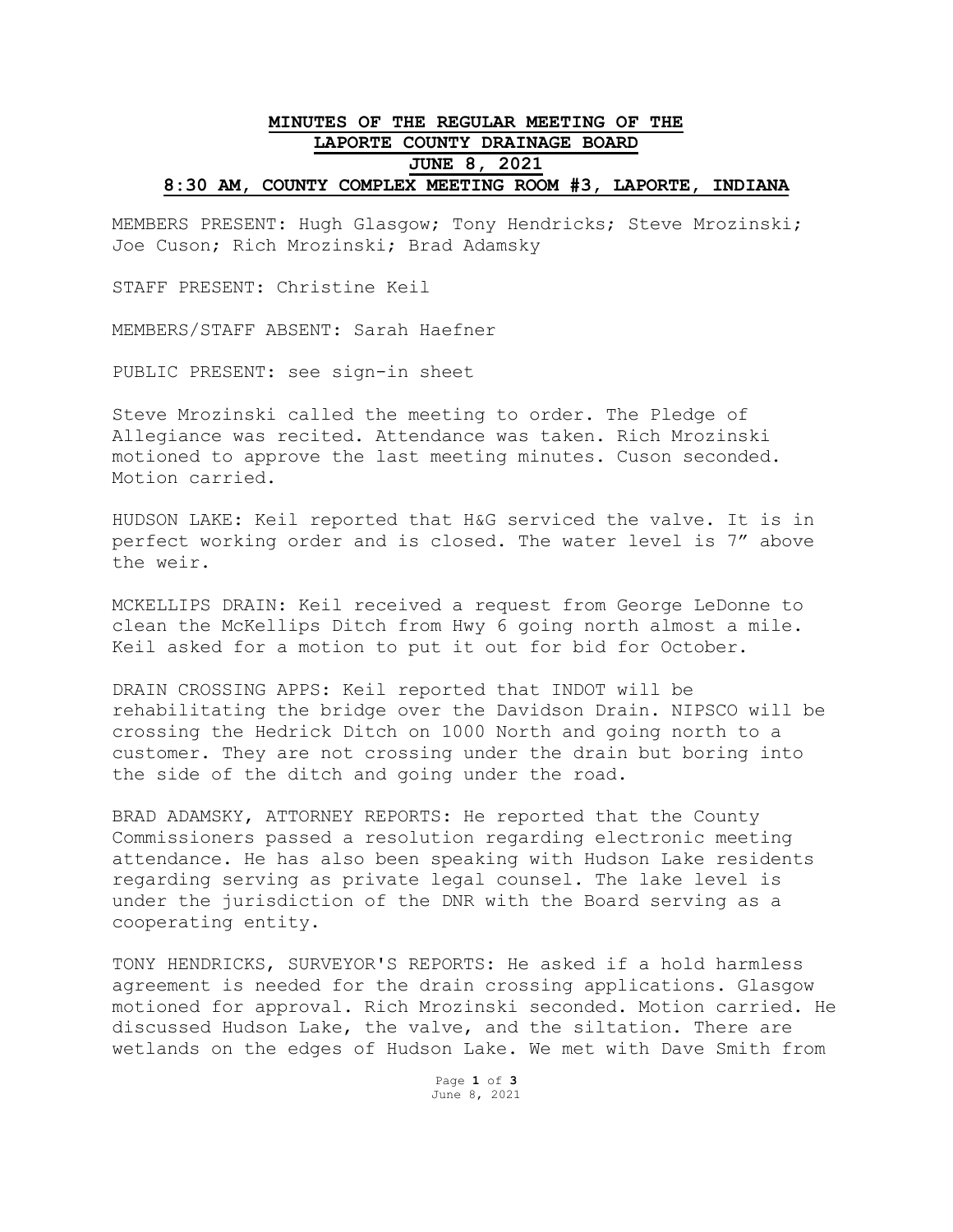# MINUTES OF THE REGULAR MEETING OF THE LAPORTE COUNTY DRAINAGE BOARD

## JUNE 8, 2021

## 8:30 AM, COUNTY COMPLEX MEETING ROOM #3, LAPORTE, INDIANA

MEMBERS PRESENT: Hugh Glasgow; Tony Hendricks; Steve Mrozinski; Joe Cuson; Rich Mrozinski; Brad Adamsky

STAFF PRESENT: Christine Keil

MEMBERS/STAFF ABSENT: Sarah Haefner

PUBLIC PRESENT: see sign-in sheet

Steve Mrozinski called the meeting to order. The Pledge of Allegiance was recited. Attendance was taken. Rich Mrozinski motioned to approve the last meeting minutes. Cuson seconded. Motion carried.

HUDSON LAKE: Keil reported that H&G serviced the valve. It is in perfect working order and is closed. The water level is 7" above the weir.

MCKELLIPS DRAIN: Keil received a request from George LeDonne to clean the McKellips Ditch from Hwy 6 going north almost a mile. Keil asked for a motion to put it out for bid for October.

DRAIN CROSSING APPS: Keil reported that INDOT will be rehabilitating the bridge over the Davidson Drain. NIPSCO will be crossing the Hedrick Ditch on 1000 North and going north to a customer. They are not crossing under the drain but boring into the side of the ditch and going under the road.

BRAD ADAMSKY, ATTORNEY REPORTS: He reported that the County Commissioners passed a resolution regarding electronic meeting attendance. He has also been speaking with Hudson Lake residents regarding serving as private legal counsel. The lake level is under the jurisdiction of the DNR with the Board serving as a cooperating entity.

TONY HENDRICKS, SURVEYOR'S REPORTS: He asked if a hold harmless agreement is needed for the drain crossing applications. Glasgow motioned for approval. Rich Mrozinski seconded. Motion carried. He discussed Hudson Lake, the valve, and the siltation. There are wetlands on the edges of Hudson Lake. We met with Dave Smith from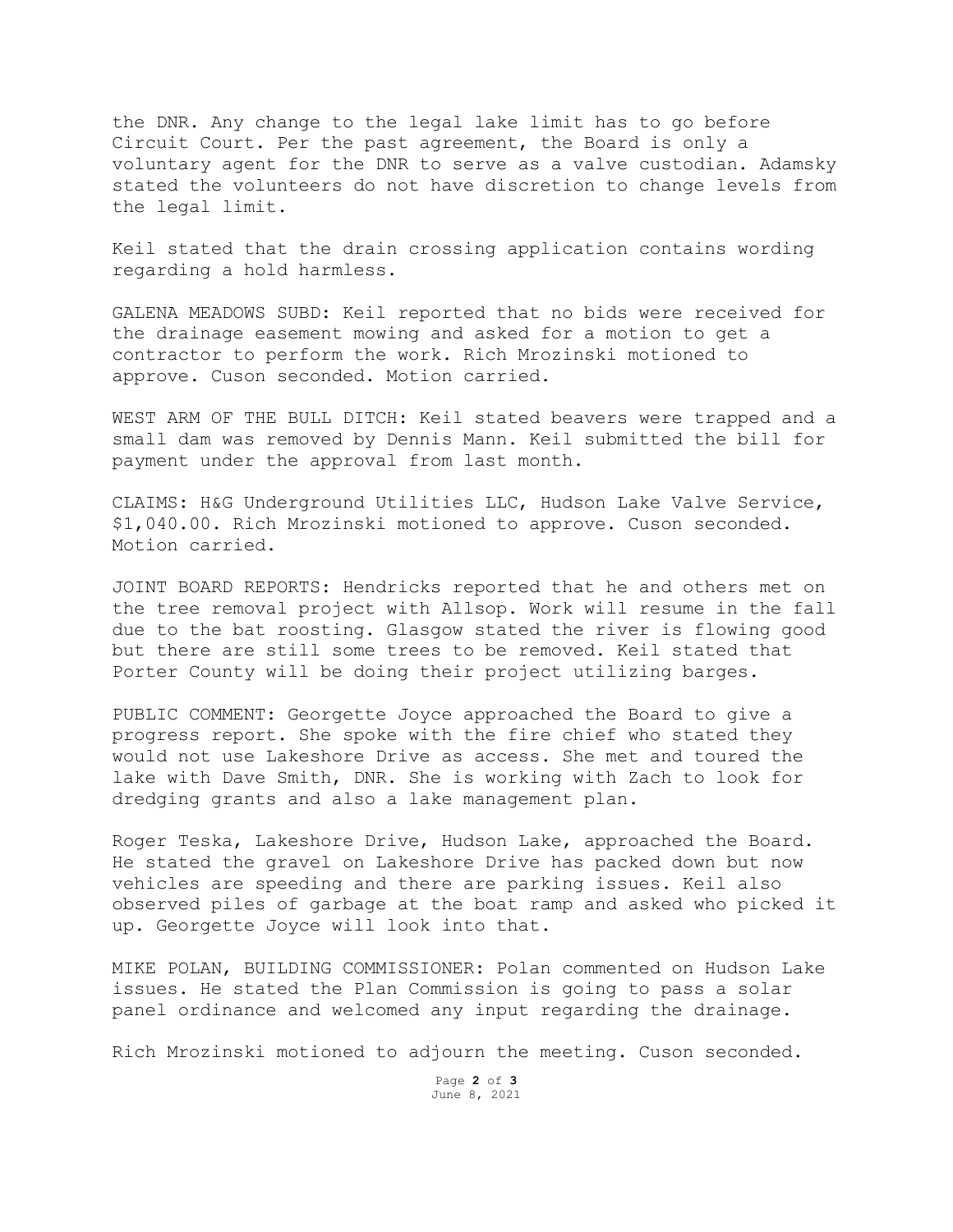the DNR. Any change to the legal lake limit has to go before Circuit Court. Per the past agreement, the Board is only a voluntary agent for the DNR to serve as a valve custodian. Adamsky stated the volunteers do not have discretion to change levels from the legal limit.

Keil stated that the drain crossing application contains wording regarding a hold harmless.

GALENA MEADOWS SUBD: Keil reported that no bids were received for the drainage easement mowing and asked for a motion to get a contractor to perform the work. Rich Mrozinski motioned to approve. Cuson seconded. Motion carried.

WEST ARM OF THE BULL DITCH: Keil stated beavers were trapped and a small dam was removed by Dennis Mann. Keil submitted the bill for payment under the approval from last month.

CLAIMS: H&G Underground Utilities LLC, Hudson Lake Valve Service, $1,040.00. Rich Mrozinski motioned to approve. Cuson seconded. Motion carried.

JOINT BOARD REPORTS: Hendricks reported that he and others met on the tree removal project with Allsop. Work will resume in the fall due to the bat roosting. Glasgow stated the river is flowing good but there are still some trees to be removed. Keil stated that Porter County will be doing their project utilizing barges.

PUBLIC COMMENT: Georgette Joyce approached the Board to give a progress report. She spoke with the fire chief who stated they would not use Lakeshore Drive as access. She met and toured the lake with Dave Smith, DNR. She is working with Zach to look for dredging grants and also a lake management plan.

Roger Teska, Lakeshore Drive, Hudson Lake, approached the Board. He stated the gravel on Lakeshore Drive has packed down but now vehicles are speeding and there are parking issues. Keil also observed piles of garbage at the boat ramp and asked who picked it up. Georgette Joyce will look into that.

MIKE POLAN, BUILDING COMMISSIONER: Polan commented on Hudson Lake issues. He stated the Plan Commission is going to pass a solar panel ordinance and welcomed any input regarding the drainage.

Rich Mrozinski motioned to adjourn the meeting. Cuson seconded.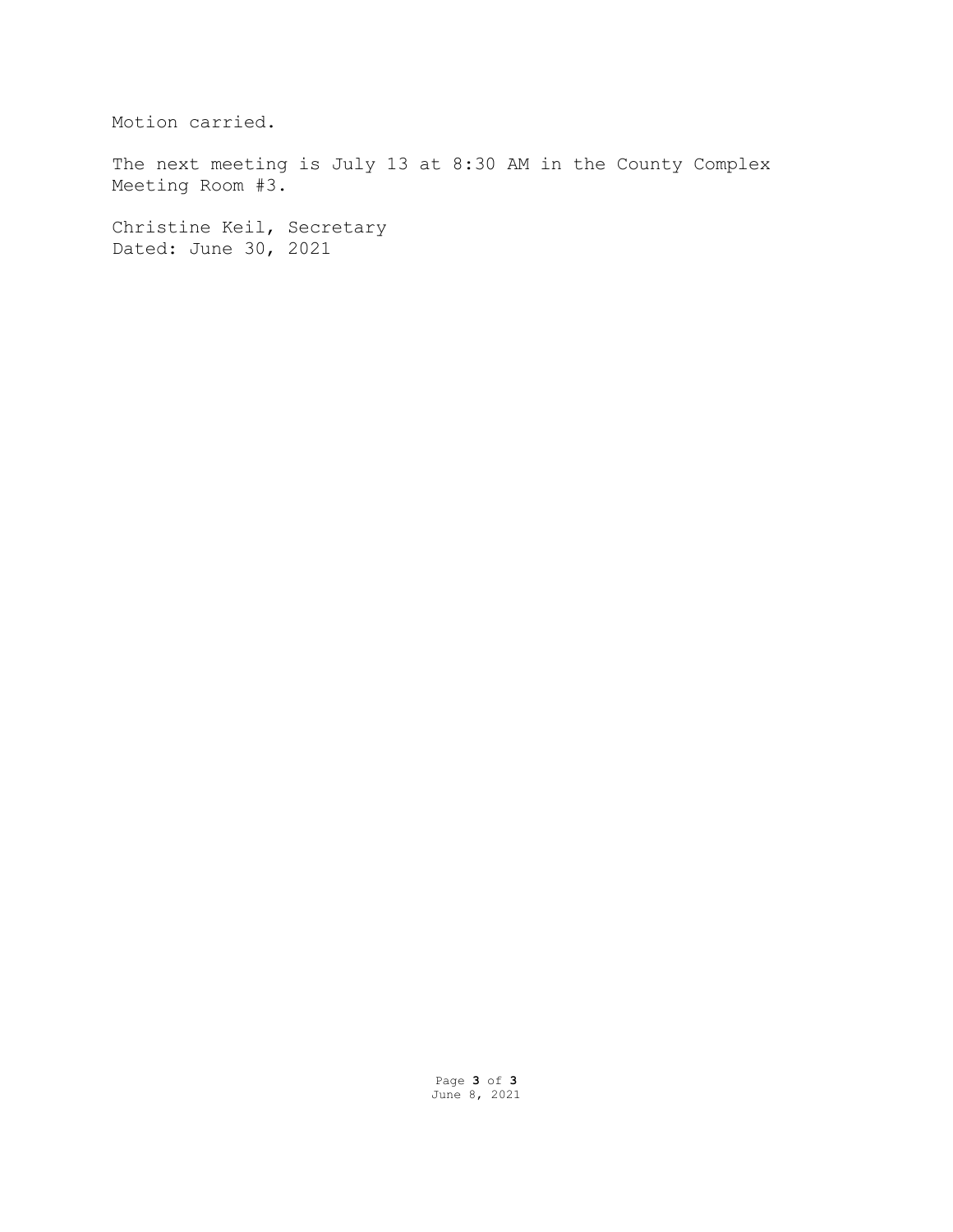Motion carried.

The next meeting is July 13 at 8:30 AM in the County Complex Meeting Room #3.

Christine Keil, Secretary
Dated: June 30, 2021